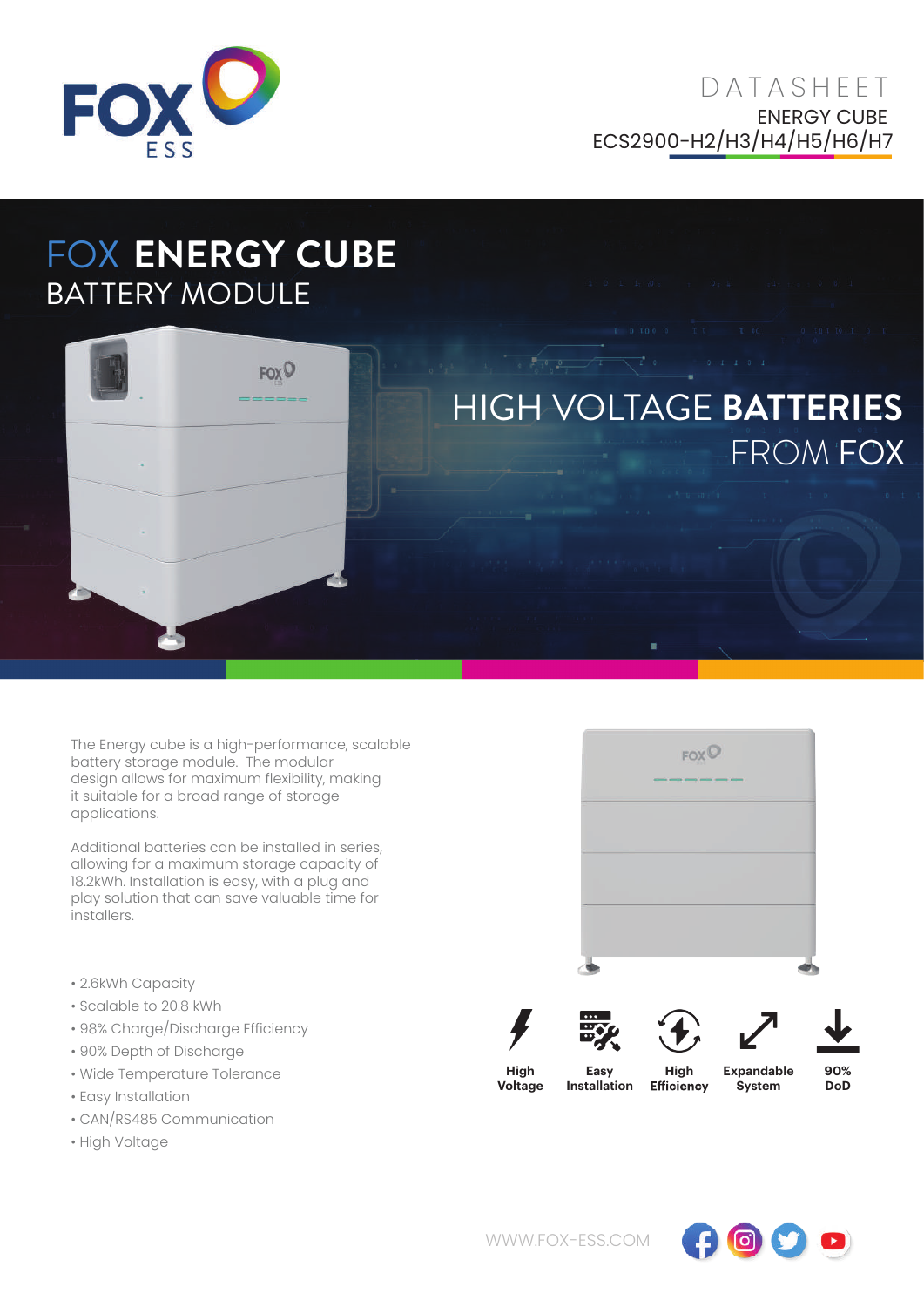# DATASHEET

ENERGY CUBE

ECS2900-H2/H3/H4/H5/H6/H7

# FOX **ENERGY CUBE**

## BATTERY MODULE

## HIGH VOLTAGE **BATTERIES** FROM **FOX**

The Energy cube is a high-performance, scalable battery storage module. The modular design allows for maximum flexibility, making it suitable for a broad range of storage applications.

Additional batteries can be installed in series, allowing for a maximum storage capacity of 18.2kWh. Installation is easy, with a plug and play solution that can save valuable time for installers.

- 2.6kWh Capacity
- Scalable to 20.8 kWh
- 98% Charge/Discharge Efficiency
- 90% Depth of Discharge
- Wide Temperature Tolerance
- Easy Installation
- CAN/RS485 Communication
- High Voltage

**High Voltage** | **Easy Installation** | **High Efficiency** | **Expandable System** | **90% DoD**

WWW.FOX-ESS.COM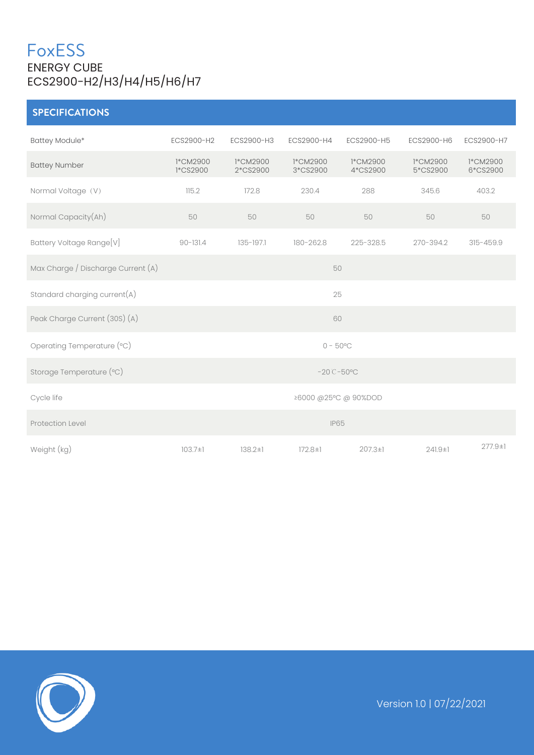# FoxESS

## ENERGY CUBE
## ECS2900-H2/H3/H4/H5/H6/H7

## SPECIFICATIONS

| Battey Module* | ECS2900-H2 | ECS2900-H3 | ECS2900-H4 | ECS2900-H5 | ECS2900-H6 | ECS2900-H7 |
|---|---|---|---|---|---|---|
| Battey Number | 1*CM2900 1*CS2900 | 1*CM2900 2*CS2900 | 1*CM2900 3*CS2900 | 1*CM2900 4*CS2900 | 1*CM2900 5*CS2900 | 1*CM2900 6*CS2900 |
| Normal Voltage（V） | 115.2 | 172.8 | 230.4 | 288 | 345.6 | 403.2 |
| Normal Capacity(Ah) | 50 | 50 | 50 | 50 | 50 | 50 |
| Battery Voltage Range[V] | 90-131.4 | 135-197.1 | 180-262.8 | 225-328.5 | 270-394.2 | 315-459.9 |
| Max Charge / Discharge Current (A) | 50 | | | | | |
| Standard charging current(A) | 25 | | | | | |
| Peak Charge Current (30S) (A) | 60 | | | | | |
| Operating Temperature (°C) | 0 - 50°C | | | | | |
| Storage Temperature (°C) | -20℃-50°C | | | | | |
| Cycle life | ≥6000 @25°C @ 90%DOD | | | | | |
| Protection Level | IP65 | | | | | |
| Weight (kg) | 103.7±1 | 138.2±1 | 172.8±1 | 207.3±1 | 241.9±1 | 277.9±1 |

Version 1.0 | 07/22/2021